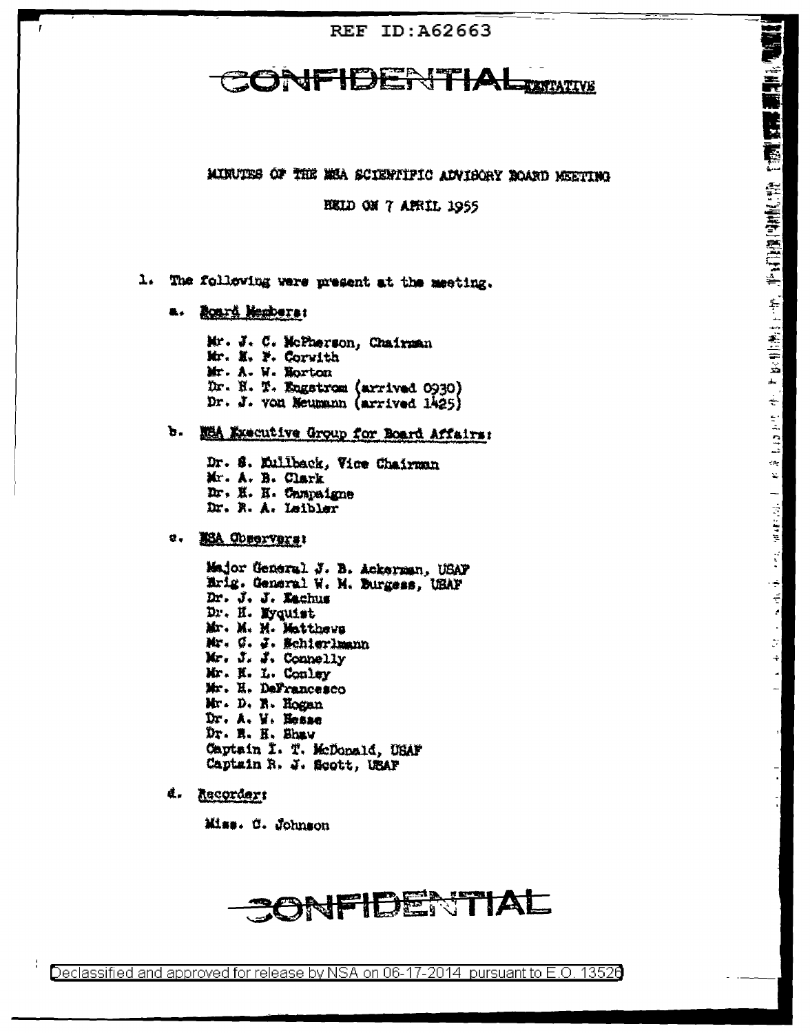REF ID:A62663

CONFIDENTIAL TENTATIVE

MINUTES OF THE NSA SCIENTIFIC ADVISORY BOARD MEETING

HELD ON 7 APRIL 1955

1. The following were present at the meeting.

   a. Board Members:

      Mr. J. C. McPherson, Chairman
      Mr. H. P. Corwith
      Mr. A. W. Horton
      Dr. H. T. Engstrom (arrived 0930)
      Dr. J. von Neumann (arrived 1425)

   b. NSA Executive Group for Board Affairs:

      Dr. S. Kullback, Vice Chairman
      Mr. A. B. Clark
      Dr. H. H. Campaigne
      Dr. R. A. Leibler

   c. NSA Observers:

      Major General J. B. Ackerman, USAF
      Brig. General W. M. Burgess, USAF
      Dr. J. J. Eachus
      Dr. H. Nyquist
      Mr. M. M. Matthews
      Mr. C. J. Schierlmann
      Mr. J. J. Connelly
      Mr. K. L. Conley
      Mr. H. DeFrancesco
      Mr. D. R. Hogan
      Dr. A. W. Hesse
      Dr. R. H. Shaw
      Captain I. T. McDonald, USAF
      Captain R. J. Scott, USAF

   d. Recorder:

      Miss. C. Johnson

CONFIDENTIAL

Declassified and approved for release by NSA on 06-17-2014 pursuant to E.O. 13526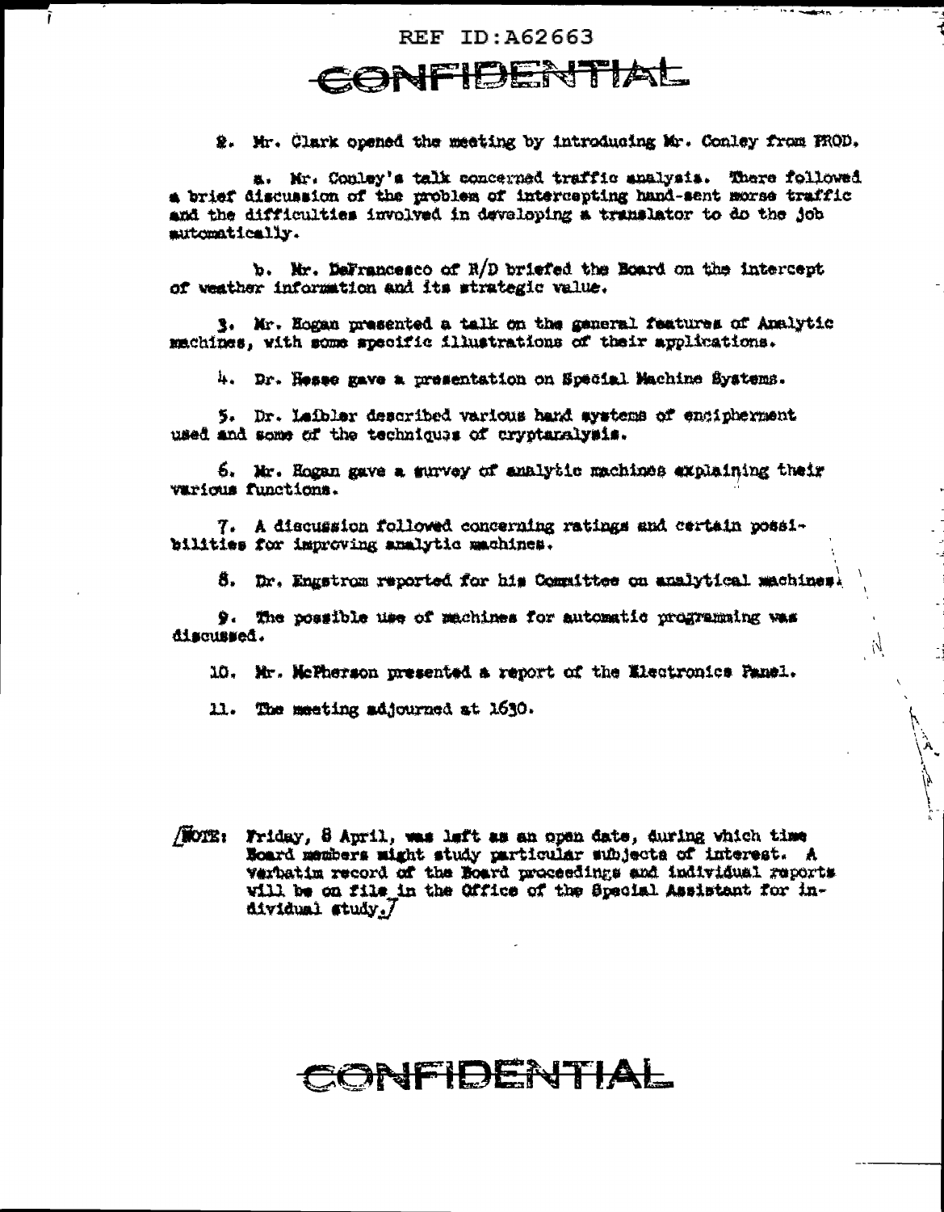REF ID:A62663

CONFIDENTIAL

2. Mr. Clark opened the meeting by introducing Mr. Conley from PROD.

a. Mr. Conley's talk concerned traffic analysis. There followed a brief discussion of the problem of intercepting hand-sent morse traffic and the difficulties involved in developing a translator to do the job automatically.

b. Mr. DeFrancesco of R/D briefed the Board on the intercept of weather information and its strategic value.

3. Mr. Hogan presented a talk on the general features of Analytic machines, with some specific illustrations of their applications.

4. Dr. Hesse gave a presentation on Special Machine Systems.

5. Dr. Leibler described various hand systems of encipherment used and some of the techniques of cryptanalysis.

6. Mr. Hogan gave a survey of analytic machines explaining their various functions.

7. A discussion followed concerning ratings and certain possibilities for improving analytic machines.

8. Dr. Engstrom reported for his Committee on analytical machines.

9. The possible use of machines for automatic programming was discussed.

10. Mr. McPherson presented a report of the Electronics Panel.

11. The meeting adjourned at 1630.

[NOTE: Friday, 8 April, was left as an open date, during which time Board members might study particular subjects of interest. A verbatim record of the Board proceedings and individual reports will be on file in the Office of the Special Assistant for individual study.]

CONFIDENTIAL